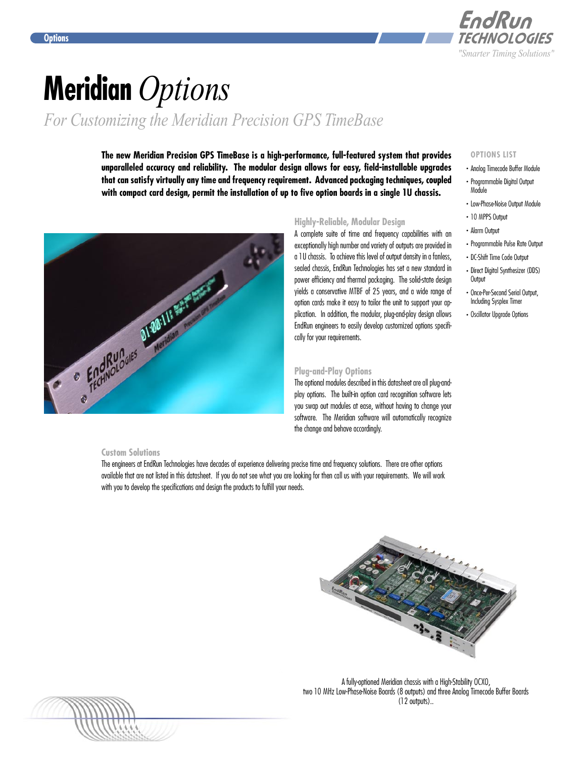# Meridian *Options*

*For Customizing the Meridian Precision GPS TimeBase*

**The new Meridian Precision GPS TimeBase is a high-performance, full-featured system that provides unparalleled accuracy and reliability. The modular design allows for easy, field-installable upgrades that can satisfy virtually any time and frequency requirement. Advanced packaging techniques, coupled with compact card design, permit the installation of up to five option boards in a single 1U chassis.**

### Highly-Reliable, Modular Design

A complete suite of time and frequency capabilities with an exceptionally high number and variety of outputs are provided in a 1U chassis. To achieve this level of output density in a fanless, sealed chassis, EndRun Technologies has set a new standard in power efficiency and thermal packaging. The solid-state design yields a conservative MTBF of 25 years, and a wide range of option cards make it easy to tailor the unit to support your application. In addition, the modular, plug-and-play design allows EndRun engineers to easily develop customized options specifically for your requirements.

### Plug-and-Play Options

The optional modules described in this datasheet are all plug-and-play options. The built-in option card recognition software lets you swap out modules at ease, without having to change your software. The Meridian software will automatically recognize the change and behave accordingly.

### OPTIONS LIST

- Analog Timecode Buffer Module
- Programmable Digital Output Module
- Low-Phase-Noise Output Module
- 10 MPPS Output
- Alarm Output
- Programmable Pulse Rate Output
- DC-Shift Time Code Output
- Direct Digital Synthesizer (DDS) Output
- Once-Per-Second Serial Output, Including Sysplex Timer
- Oscillator Upgrade Options

### Custom Solutions

The engineers at EndRun Technologies have decades of experience delivering precise time and frequency solutions. There are other options available that are not listed in this datasheet. If you do not see what you are looking for then call us with your requirements. We will work with you to develop the specifications and design the products to fulfill your needs.

A fully-optioned Meridian chassis with a High-Stability OCXO, two 10 MHz Low-Phase-Noise Boards (8 outputs) and three Analog Timecode Buffer Boards (12 outputs)..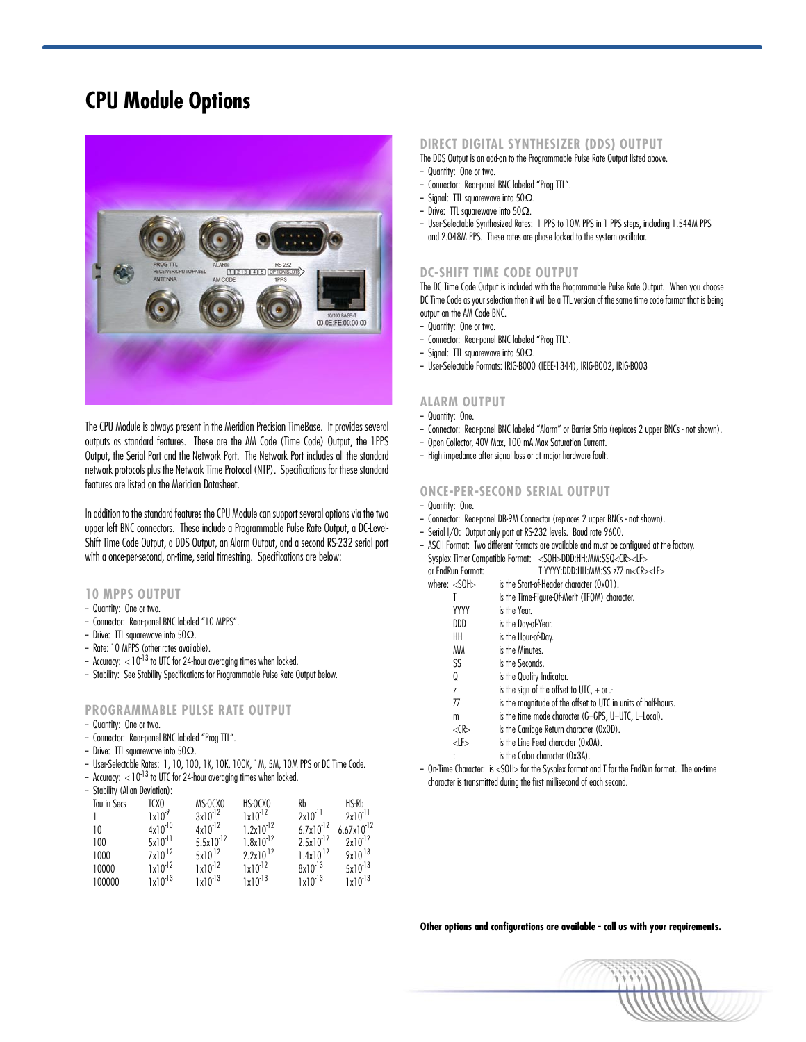# CPU Module Options

The CPU Module is always present in the Meridian Precision TimeBase. It provides several outputs as standard features. These are the AM Code (Time Code) Output, the 1PPS Output, the Serial Port and the Network Port. The Network Port includes all the standard network protocols plus the Network Time Protocol (NTP). Specifications for these standard features are listed on the Meridian Datasheet.

In addition to the standard features the CPU Module can support several options via the two upper left BNC connectors. These include a Programmable Pulse Rate Output, a DC-Level-Shift Time Code Output, a DDS Output, an Alarm Output, and a second RS-232 serial port with a once-per-second, on-time, serial timestring. Specifications are below:

### 10 MPPS OUTPUT

- Quantity: One or two.
- Connector: Rear-panel BNC labeled "10 MPPS".
- Drive: TTL squarewave into 50Ω.
- Rate: 10 MPPS (other rates available).
- Accuracy: $< 10^{-13}$ to UTC for 24-hour averaging times when locked.
- Stability: See Stability Specifications for Programmable Pulse Rate Output below.

### PROGRAMMABLE PULSE RATE OUTPUT

- Quantity: One or two.
- Connector: Rear-panel BNC labeled "Prog TTL".
- Drive: TTL squarewave into 50Ω.
- User-Selectable Rates: 1, 10, 100, 1K, 10K, 100K, 1M, 5M, 10M PPS or DC Time Code.
- Accuracy: $< 10^{-13}$ to UTC for 24-hour averaging times when locked.
- Stability (Allan Deviation):

| Tau in Secs | TCXO | MS-OCXO | HS-OCXO | Rb | HS-Rb |
|---|---|---|---|---|---|
| 1 | $1x10^{-9}$ | $3x10^{-12}$ | $1x10^{-12}$ | $2x10^{-11}$ | $2x10^{-11}$ |
| 10 | $4x10^{-10}$ | $4x10^{-12}$ | $1.2x10^{-12}$ | $6.7x10^{-12}$ | $6.67x10^{-12}$ |
| 100 | $5x10^{-11}$ | $5.5x10^{-12}$ | $1.8x10^{-12}$ | $2.5x10^{-12}$ | $2x10^{-12}$ |
| 1000 | $7x10^{-12}$ | $5x10^{-12}$ | $2.2x10^{-12}$ | $1.4x10^{-12}$ | $9x10^{-13}$ |
| 10000 | $1x10^{-12}$ | $1x10^{-12}$ | $1x10^{-12}$ | $8x10^{-13}$ | $5x10^{-13}$ |
| 100000 | $1x10^{-13}$ | $1x10^{-13}$ | $1x10^{-13}$ | $1x10^{-13}$ | $1x10^{-13}$ |

### DIRECT DIGITAL SYNTHESIZER (DDS) OUTPUT

The DDS Output is an add-on to the Programmable Pulse Rate Output listed above.

- Quantity: One or two.
- Connector: Rear-panel BNC labeled "Prog TTL".
- Signal: TTL squarewave into 50Ω.
- Drive: TTL squarewave into 50Ω.
- User-Selectable Synthesized Rates: 1 PPS to 10M PPS in 1 PPS steps, including 1.544M PPS and 2.048M PPS. These rates are phase locked to the system oscillator.

### DC-SHIFT TIME CODE OUTPUT

The DC Time Code Output is included with the Programmable Pulse Rate Output. When you choose DC Time Code as your selection then it will be a TTL version of the same time code format that is being output on the AM Code BNC.

- Quantity: One or two.
- Connector: Rear-panel BNC labeled "Prog TTL".
- Signal: TTL squarewave into 50Ω.
- User-Selectable Formats: IRIG-B000 (IEEE-1344), IRIG-B002, IRIG-B003

### ALARM OUTPUT

- Quantity: One.
- Connector: Rear-panel BNC labeled "Alarm" or Barrier Strip (replaces 2 upper BNCs - not shown).
- Open Collector, 40V Max, 100 mA Max Saturation Current.
- High impedance after signal loss or at major hardware fault.

### ONCE-PER-SECOND SERIAL OUTPUT

- Quantity: One.
- Connector: Rear-panel DB-9M Connector (replaces 2 upper BNCs - not shown).
- Serial I/O: Output only port at RS-232 levels. Baud rate 9600.
- ASCII Format: Two different formats are available and must be configured at the factory.
  Sysplex Timer Compatible Format: <SOH>DDD:HH:MM:SSQ<CR><LF>
  or EndRun Format: T YYYY:DDD:HH:MM:SS zZZ m<CR><LF>

  where:

  | | |
  |---|---|
  | <SOH> | is the Start-of-Header character (0x01). |
  | T | is the Time-Figure-Of-Merit (TFOM) character. |
  | YYYY | is the Year. |
  | DDD | is the Day-of-Year. |
  | HH | is the Hour-of-Day. |
  | MM | is the Minutes. |
  | SS | is the Seconds. |
  | Q | is the Quality Indicator. |
  | z | is the sign of the offset to UTC, + or -. |
  | ZZ | is the magnitude of the offset to UTC in units of half-hours. |
  | m | is the time mode character (G=GPS, U=UTC, L=Local). |
  | <CR> | is the Carriage Return character (0x0D). |
  | <LF> | is the Line Feed character (0x0A). |
  | : | is the Colon character (0x3A). |

- On-Time Character: is <SOH> for the Sysplex format and T for the EndRun format. The on-time character is transmitted during the first millisecond of each second.

**Other options and configurations are available - call us with your requirements.**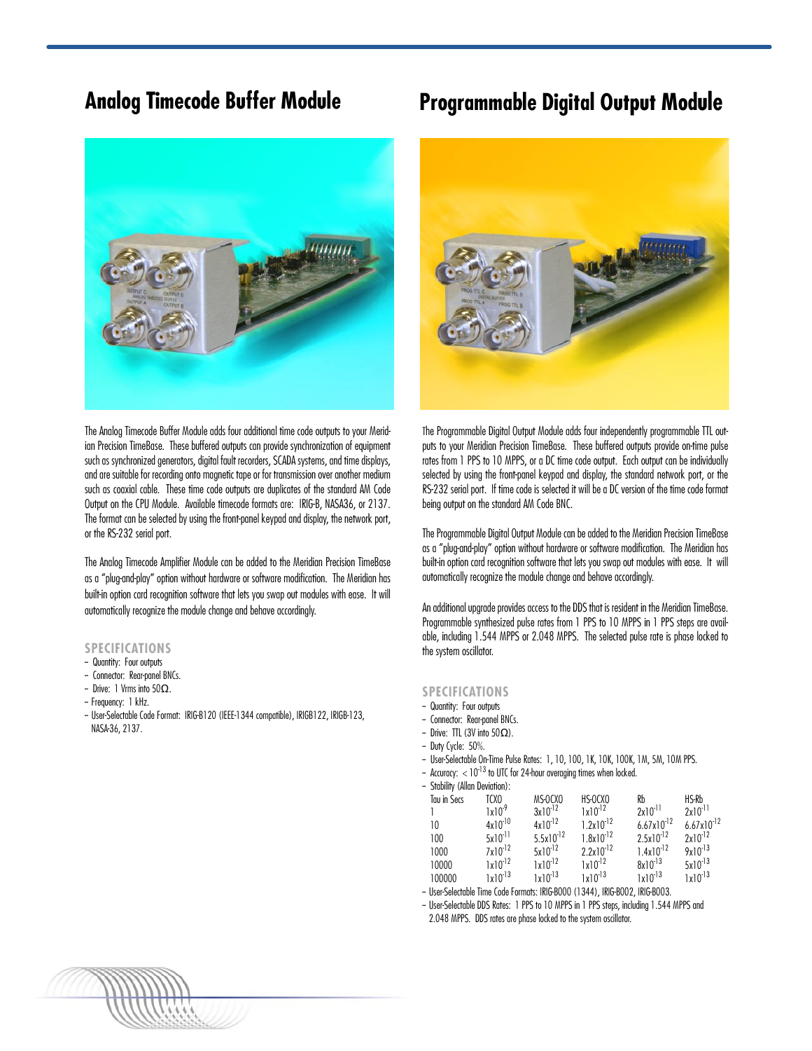## Analog Timecode Buffer Module

The Analog Timecode Buffer Module adds four additional time code outputs to your Meridian Precision TimeBase. These buffered outputs can provide synchronization of equipment such as synchronized generators, digital fault recorders, SCADA systems, and time displays, and are suitable for recording onto magnetic tape or for transmission over another medium such as coaxial cable. These time code outputs are duplicates of the standard AM Code Output on the CPU Module. Available timecode formats are: IRIG-B, NASA36, or 2137. The format can be selected by using the front-panel keypad and display, the network port, or the RS-232 serial port.

The Analog Timecode Amplifier Module can be added to the Meridian Precision TimeBase as a "plug-and-play" option without hardware or software modification. The Meridian has built-in option card recognition software that lets you swap out modules with ease. It will automatically recognize the module change and behave accordingly.

### SPECIFICATIONS

- Quantity: Four outputs
- Connector: Rear-panel BNCs.
- Drive: 1 Vrms into 50Ω.
- Frequency: 1 kHz.
- User-Selectable Code Format: IRIG-B120 (IEEE-1344 compatible), IRIGB122, IRIGB-123, NASA-36, 2137.

## Programmable Digital Output Module

The Programmable Digital Output Module adds four independently programmable TTL outputs to your Meridian Precision TimeBase. These buffered outputs provide on-time pulse rates from 1 PPS to 10 MPPS, or a DC time code output. Each output can be individually selected by using the front-panel keypad and display, the standard network port, or the RS-232 serial port. If time code is selected it will be a DC version of the time code format being output on the standard AM Code BNC.

The Programmable Digital Output Module can be added to the Meridian Precision TimeBase as a "plug-and-play" option without hardware or software modification. The Meridian has built-in option card recognition software that lets you swap out modules with ease. It will automatically recognize the module change and behave accordingly.

An additional upgrade provides access to the DDS that is resident in the Meridian TimeBase. Programmable synthesized pulse rates from 1 PPS to 10 MPPS in 1 PPS steps are available, including 1.544 MPPS or 2.048 MPPS. The selected pulse rate is phase locked to the system oscillator.

### SPECIFICATIONS

- Quantity: Four outputs
- Connector: Rear-panel BNCs.
- Drive: TTL (3V into 50Ω).
- Duty Cycle: 50%.
- User-Selectable On-Time Pulse Rates: 1, 10, 100, 1K, 10K, 100K, 1M, 5M, 10M PPS.
- Accuracy: $< 10^{-13}$ to UTC for 24-hour averaging times when locked.
- Stability (Allan Deviation):

| Tau in Secs | TCXO | MS-OCXO | HS-OCXO | Rb | HS-Rb |
|---|---|---|---|---|---|
| 1 | $1x10^{-9}$ | $3x10^{-12}$ | $1x10^{-12}$ | $2x10^{-11}$ | $2x10^{-11}$ |
| 10 | $4x10^{-10}$ | $4x10^{-12}$ | $1.2x10^{-12}$ | $6.67x10^{-12}$ | $6.67x10^{-12}$ |
| 100 | $5x10^{-11}$ | $5.5x10^{-12}$ | $1.8x10^{-12}$ | $2.5x10^{-12}$ | $2x10^{-12}$ |
| 1000 | $7x10^{-12}$ | $5x10^{-12}$ | $2.2x10^{-12}$ | $1.4x10^{-12}$ | $9x10^{-13}$ |
| 10000 | $1x10^{-12}$ | $1x10^{-12}$ | $1x10^{-12}$ | $8x10^{-13}$ | $5x10^{-13}$ |
| 100000 | $1x10^{-13}$ | $1x10^{-13}$ | $1x10^{-13}$ | $1x10^{-13}$ | $1x10^{-13}$ |

- User-Selectable Time Code Formats: IRIG-B000 (1344), IRIG-B002, IRIG-B003.
- User-Selectable DDS Rates: 1 PPS to 10 MPPS in 1 PPS steps, including 1.544 MPPS and 2.048 MPPS. DDS rates are phase locked to the system oscillator.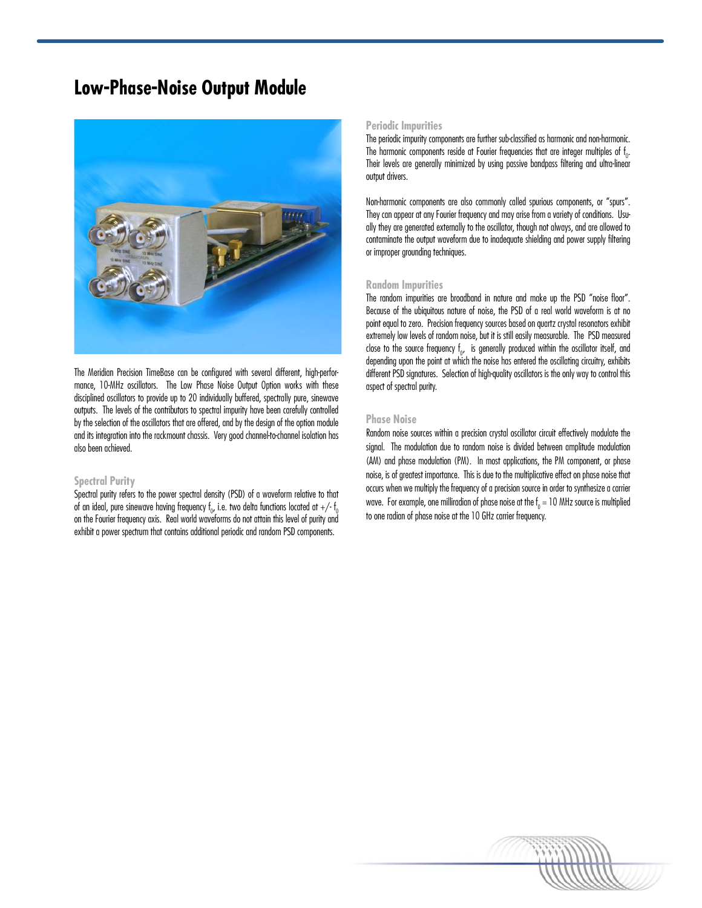# Low-Phase-Noise Output Module

The Meridian Precision TimeBase can be configured with several different, high-performance, 10-MHz oscillators. The Low Phase Noise Output Option works with these disciplined oscillators to provide up to 20 individually buffered, spectrally pure, sinewave outputs. The levels of the contributors to spectral impurity have been carefully controlled by the selection of the oscillators that are offered, and by the design of the option module and its integration into the rackmount chassis. Very good channel-to-channel isolation has also been achieved.

## Spectral Purity

Spectral purity refers to the power spectral density (PSD) of a waveform relative to that of an ideal, pure sinewave having frequency $f_0$, i.e. two delta functions located at $+/- f_0$ on the Fourier frequency axis. Real world waveforms do not attain this level of purity and exhibit a power spectrum that contains additional periodic and random PSD components.

## Periodic Impurities

The periodic impurity components are further sub-classified as harmonic and non-harmonic. The harmonic components reside at Fourier frequencies that are integer multiples of $f_0$. Their levels are generally minimized by using passive bandpass filtering and ultra-linear output drivers.

Non-harmonic components are also commonly called spurious components, or "spurs". They can appear at any Fourier frequency and may arise from a variety of conditions. Usually they are generated externally to the oscillator, though not always, and are allowed to contaminate the output waveform due to inadequate shielding and power supply filtering or improper grounding techniques.

## Random Impurities

The random impurities are broadband in nature and make up the PSD "noise floor". Because of the ubiquitous nature of noise, the PSD of a real world waveform is at no point equal to zero. Precision frequency sources based on quartz crystal resonators exhibit extremely low levels of random noise, but it is still easily measurable. The PSD measured close to the source frequency $f_0$, is generally produced within the oscillator itself, and depending upon the point at which the noise has entered the oscillating circuitry, exhibits different PSD signatures. Selection of high-quality oscillators is the only way to control this aspect of spectral purity.

## Phase Noise

Random noise sources within a precision crystal oscillator circuit effectively modulate the signal. The modulation due to random noise is divided between amplitude modulation (AM) and phase modulation (PM). In most applications, the PM component, or phase noise, is of greatest importance. This is due to the multiplicative effect on phase noise that occurs when we multiply the frequency of a precision source in order to synthesize a carrier wave. For example, one milliradian of phase noise at the $f_0 = 10$ MHz source is multiplied to one radian of phase noise at the 10 GHz carrier frequency.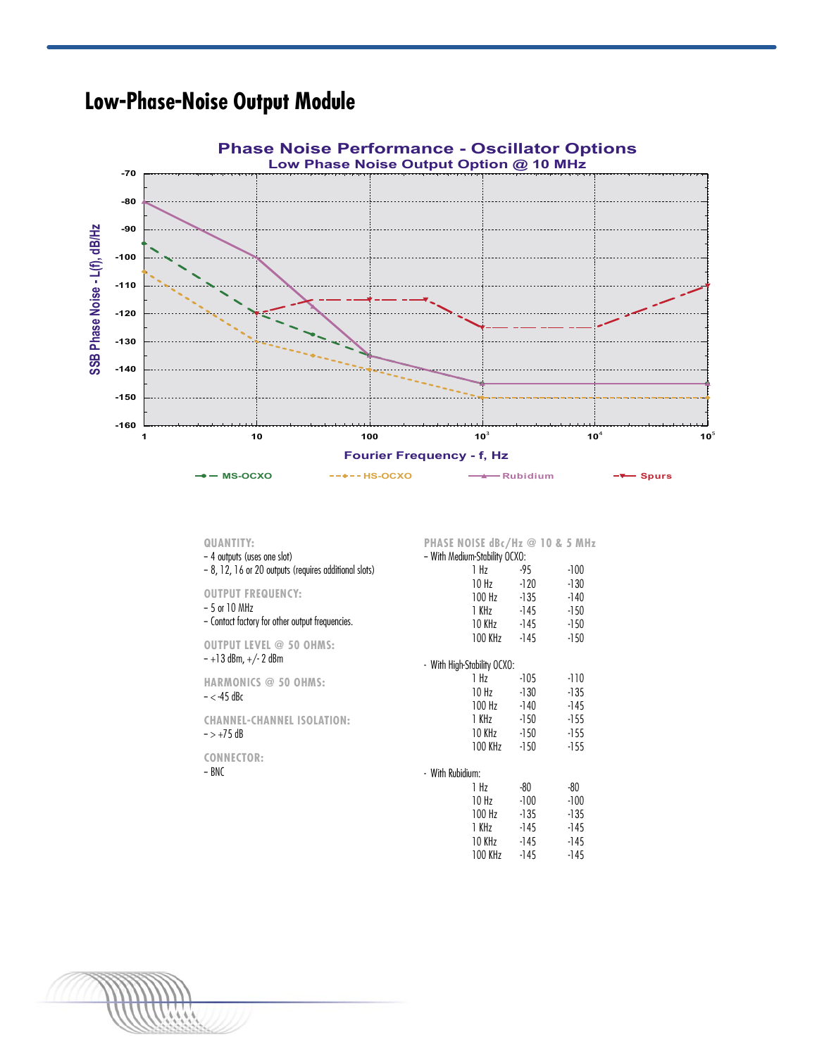# Low-Phase-Noise Output Module

**QUANTITY:**
- 4 outputs (uses one slot)
- 8, 12, 16 or 20 outputs (requires additional slots)

**OUTPUT FREQUENCY:**
- 5 or 10 MHz
- Contact factory for other output frequencies.

**OUTPUT LEVEL @ 50 OHMS:**
- +13 dBm, +/- 2 dBm

**HARMONICS @ 50 OHMS:**
- < -45 dBc

**CHANNEL-CHANNEL ISOLATION:**
- > +75 dB

**CONNECTOR:**
- BNC

**PHASE NOISE dBc/Hz @ 10 & 5 MHz**

- With Medium-Stability OCXO:

| | 10 MHz | 5 MHz |
|---|---|---|
| 1 Hz | -95 | -100 |
| 10 Hz | -120 | -130 |
| 100 Hz | -135 | -140 |
| 1 KHz | -145 | -150 |
| 10 KHz | -145 | -150 |
| 100 KHz | -145 | -150 |

- With High-Stability OCXO:

| | 10 MHz | 5 MHz |
|---|---|---|
| 1 Hz | -105 | -110 |
| 10 Hz | -130 | -135 |
| 100 Hz | -140 | -145 |
| 1 KHz | -150 | -155 |
| 10 KHz | -150 | -155 |
| 100 KHz | -150 | -155 |

- With Rubidium:

| | 10 MHz | 5 MHz |
|---|---|---|
| 1 Hz | -80 | -80 |
| 10 Hz | -100 | -100 |
| 100 Hz | -135 | -135 |
| 1 KHz | -145 | -145 |
| 10 KHz | -145 | -145 |
| 100 KHz | -145 | -145 |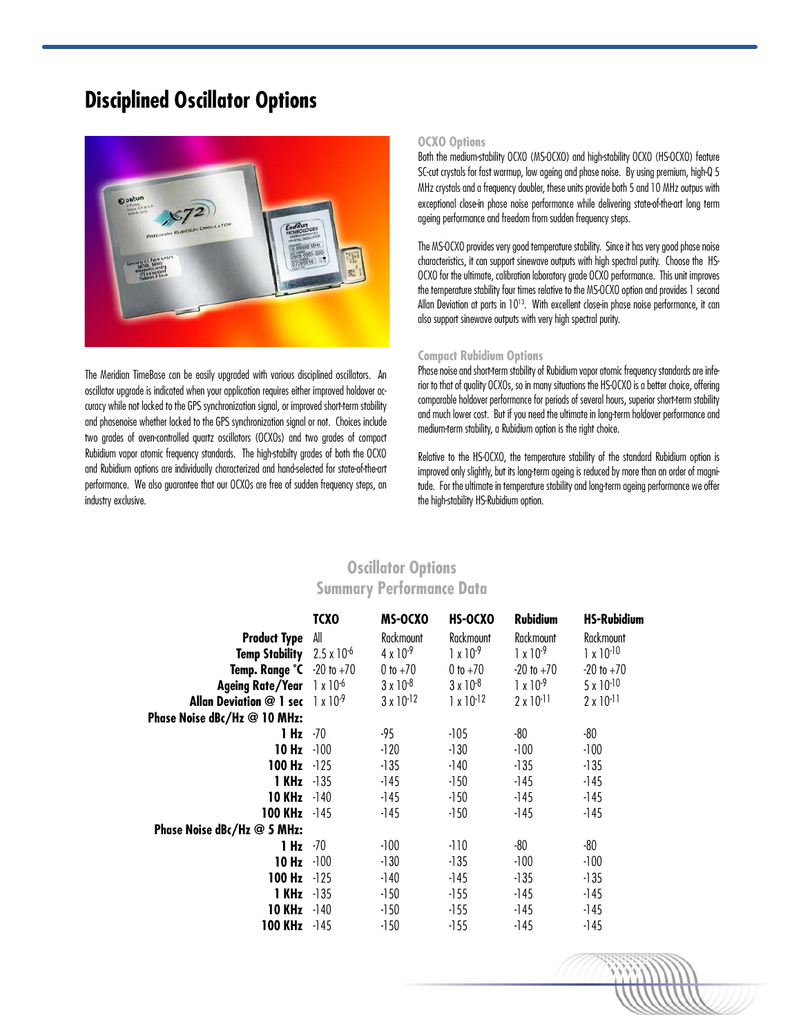# Disciplined Oscillator Options

The Meridian TimeBase can be easily upgraded with various disciplined oscillators. An oscillator upgrade is indicated when your application requires either improved holdover accuracy while not locked to the GPS synchronization signal, or improved short-term stability and phasenoise whether locked to the GPS synchronization signal or not. Choices include two grades of oven-controlled quartz oscillators (OCXOs) and two grades of compact Rubidium vapor atomic frequency standards. The high-stabilty grades of both the OCXO and Rubidium options are individually characterized and hand-selected for state-of-the-art performance. We also guarantee that our OCXOs are free of sudden frequency steps, an industry exclusive.

### OCXO Options

Both the medium-stability OCXO (MS-OCXO) and high-stability OCXO (HS-OCXO) feature SC-cut crystals for fast warmup, low ageing and phase noise. By using premium, high-Q 5 MHz crystals and a frequency doubler, these units provide both 5 and 10 MHz outpus with exceptional close-in phase noise performance while delivering state-of-the-art long term ageing performance and freedom from sudden frequency steps.

The MS-OCXO provides very good temperature stability. Since it has very good phase noise characteristics, it can support sinewave outputs with high spectral purity. Choose the HS-OCXO for the ultimate, calibration laboratory grade OCXO performance. This unit improves the temperature stability four times relative to the MS-OCXO option and provides 1 second Allan Deviation at parts in $10^{13}$. With excellent close-in phase noise performance, it can also support sinewave outputs with very high spectral purity.

### Compact Rubidium Options

Phase noise and short-term stability of Rubidium vapor atomic frequency standards are inferior to that of quality OCXOs, so in many situations the HS-OCXO is a better choice, offering comparable holdover performance for periods of several hours, superior short-term stability and much lower cost. But if you need the ultimate in long-term holdover performance and medium-term stability, a Rubidium option is the right choice.

Relative to the HS-OCXO, the temperature stability of the standard Rubidium option is improved only slightly, but its long-term ageing is reduced by more than an order of magnitude. For the ultimate in temperature stability and long-term ageing performance we offer the high-stability HS-Rubidium option.

## Oscillator Options Summary Performance Data

| | TCXO | MS-OCXO | HS-OCXO | Rubidium | HS-Rubidium |
|---|---|---|---|---|---|
| **Product Type** | All | Rackmount | Rackmount | Rackmount | Rackmount |
| **Temp Stability** | $2.5 \times 10^{-6}$ | $4 \times 10^{-9}$ | $1 \times 10^{-9}$ | $1 \times 10^{-9}$ | $1 \times 10^{-10}$ |
| **Temp. Range °C** | -20 to +70 | 0 to +70 | 0 to +70 | -20 to +70 | -20 to +70 |
| **Ageing Rate/Year** | $1 \times 10^{-6}$ | $3 \times 10^{-8}$ | $3 \times 10^{-8}$ | $1 \times 10^{-9}$ | $5 \times 10^{-10}$ |
| **Allan Deviation @ 1 sec** | $1 \times 10^{-9}$ | $3 \times 10^{-12}$ | $1 \times 10^{-12}$ | $2 \times 10^{-11}$ | $2 \times 10^{-11}$ |
| **Phase Noise dBc/Hz @ 10 MHz:** | | | | | |
| **1 Hz** | -70 | -95 | -105 | -80 | -80 |
| **10 Hz** | -100 | -120 | -130 | -100 | -100 |
| **100 Hz** | -125 | -135 | -140 | -135 | -135 |
| **1 KHz** | -135 | -145 | -150 | -145 | -145 |
| **10 KHz** | -140 | -145 | -150 | -145 | -145 |
| **100 KHz** | -145 | -145 | -150 | -145 | -145 |
| **Phase Noise dBc/Hz @ 5 MHz:** | | | | | |
| **1 Hz** | -70 | -100 | -110 | -80 | -80 |
| **10 Hz** | -100 | -130 | -135 | -100 | -100 |
| **100 Hz** | -125 | -140 | -145 | -135 | -135 |
| **1 KHz** | -135 | -150 | -155 | -145 | -145 |
| **10 KHz** | -140 | -150 | -155 | -145 | -145 |
| **100 KHz** | -145 | -150 | -155 | -145 | -145 |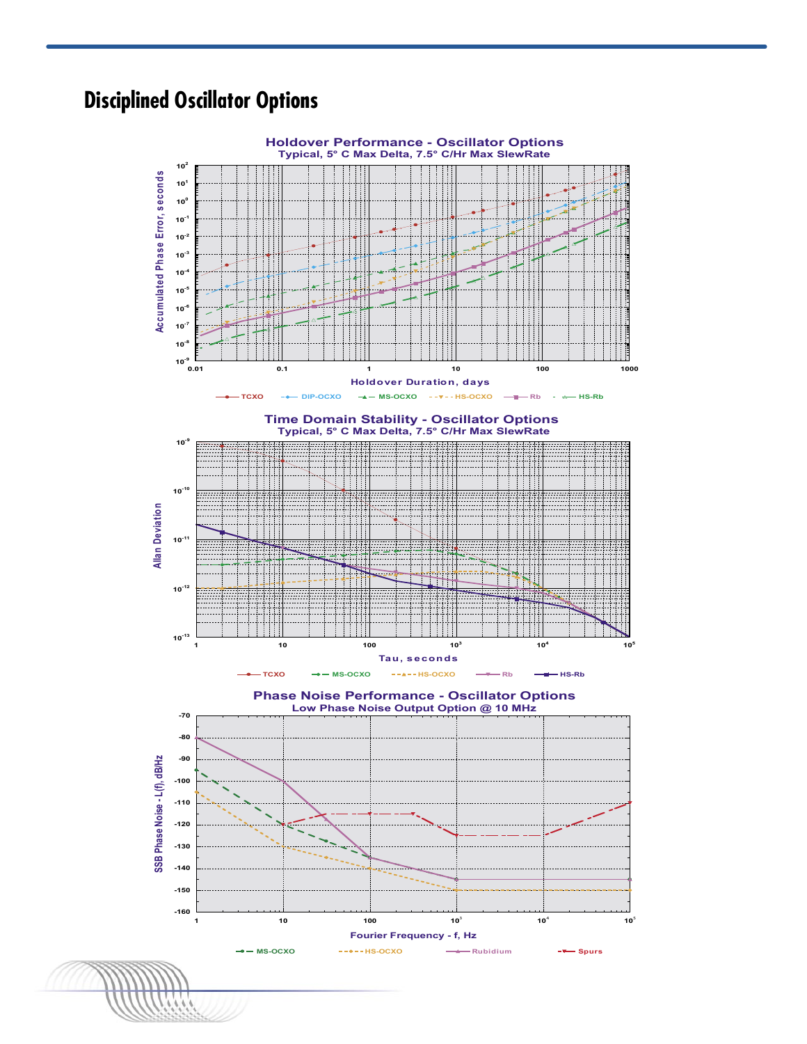## Disciplined Oscillator Options

**Holdover Performance - Oscillator Options**
Typical, 5° C Max Delta, 7.5° C/Hr Max SlewRate

Accumulated Phase Error, seconds

Holdover Duration, days

TCXO | DIP-OCXO | MS-OCXO | HS-OCXO | Rb | HS-Rb

**Time Domain Stability - Oscillator Options**
Typical, 5° C Max Delta, 7.5° C/Hr Max SlewRate

Allan Deviation

Tau, seconds

TCXO | MS-OCXO | HS-OCXO | Rb | HS-Rb

**Phase Noise Performance - Oscillator Options**
Low Phase Noise Output Option @ 10 MHz

SSB Phase Noise - L(f), dB/Hz

Fourier Frequency - f, Hz

MS-OCXO | HS-OCXO | Rubidium | Spurs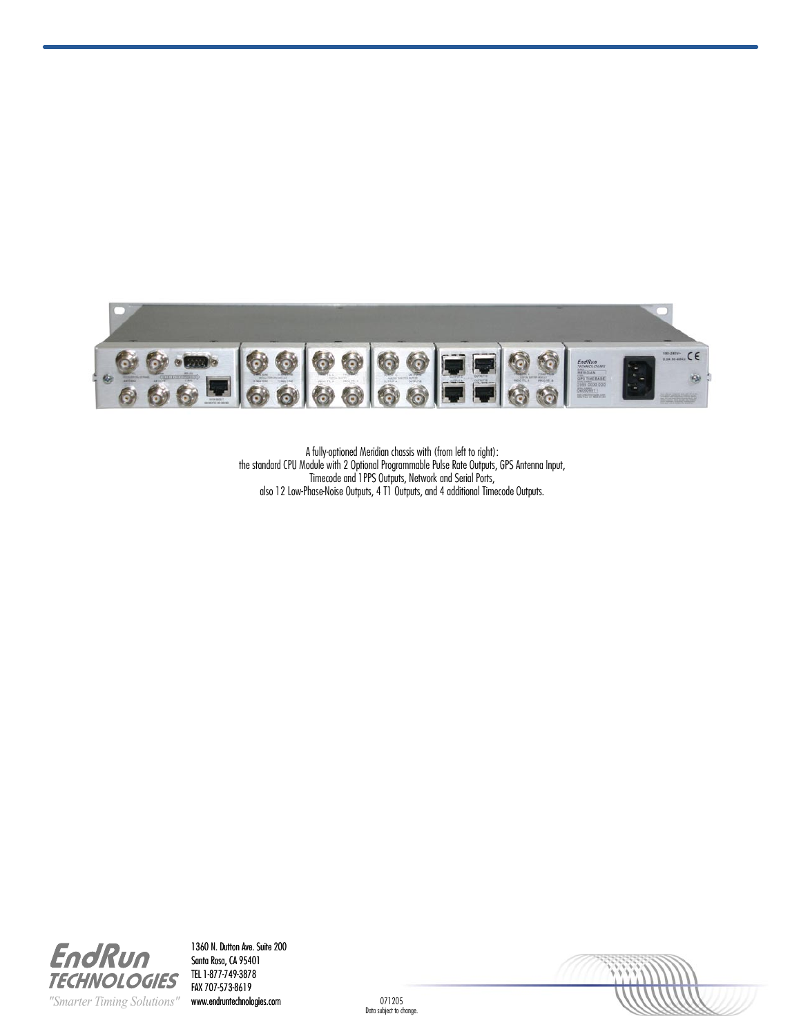A fully-optioned Meridian chassis with (from left to right):
the standard CPU Module with 2 Optional Programmable Pulse Rate Outputs, GPS Antenna Input,
Timecode and 1PPS Outputs, Network and Serial Ports,
also 12 Low-Phase-Noise Outputs, 4 T1 Outputs, and 4 additional Timecode Outputs.

EndRun TECHNOLOGIES
"Smarter Timing Solutions"

1360 N. Dutton Ave. Suite 200
Santa Rosa, CA 95401
TEL 1-877-749-3878
FAX 707-573-8619
www.endruntechnologies.com

071205
Data subject to change.